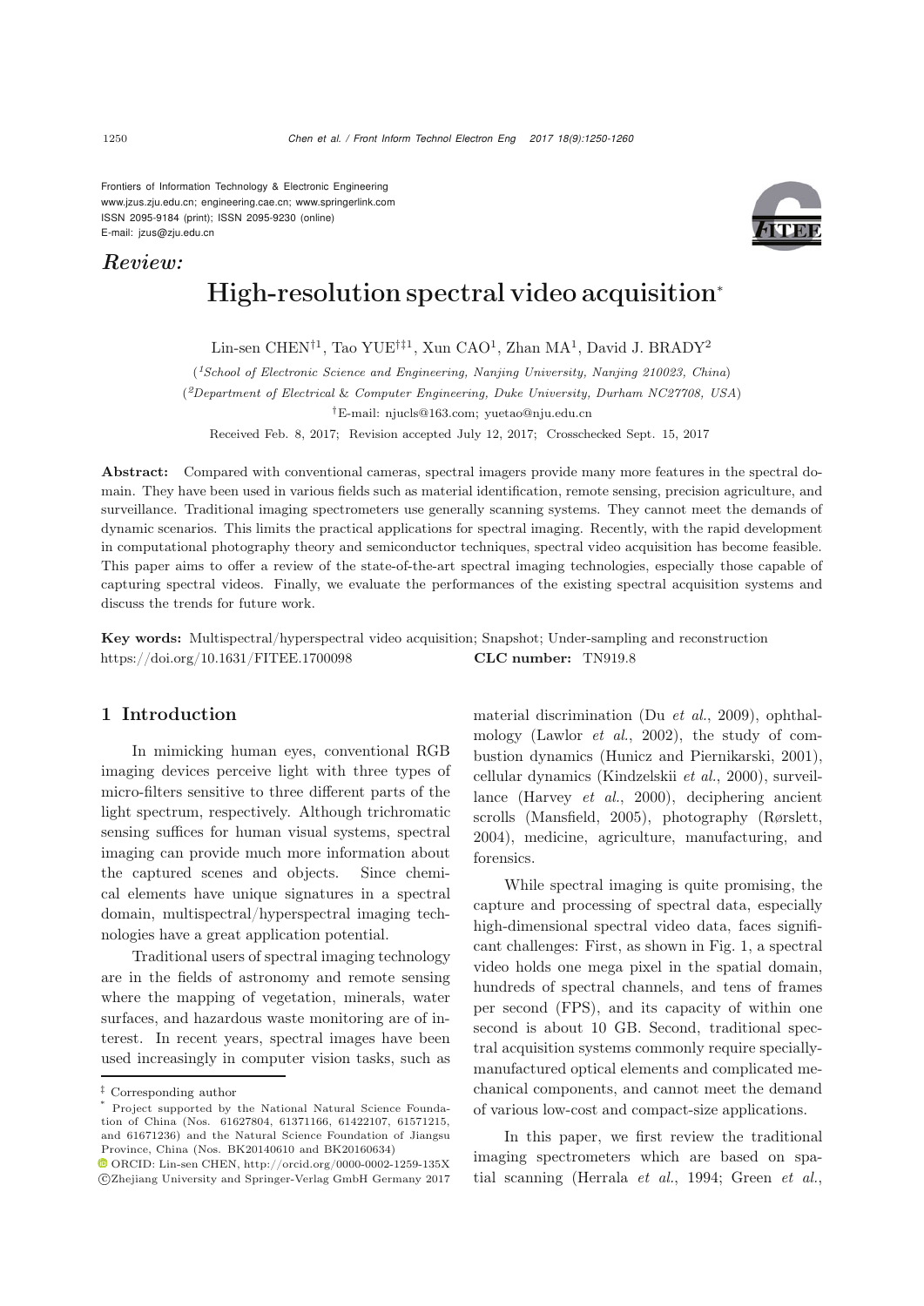Frontiers of Information Technology & Electronic Engineering
www.jzus.zju.edu.cn; engineering.cae.cn; www.springerlink.com
ISSN 2095-9184 (print); ISSN 2095-9230 (online)
E-mail: jzus@zju.edu.cn

*Review:*

# High-resolution spectral video acquisition*

Lin-sen CHEN†1, Tao YUE†‡1, Xun CAO[1], Zhan MA[1], David J. BRADY[2]

([1]*School of Electronic Science and Engineering, Nanjing University, Nanjing 210023, China*)

([2]*Department of Electrical & Computer Engineering, Duke University, Durham NC27708, USA*)

†E-mail: njucls@163.com; yuetao@nju.edu.cn

Received Feb. 8, 2017; Revision accepted July 12, 2017; Crosschecked Sept. 15, 2017

**Abstract:** Compared with conventional cameras, spectral imagers provide many more features in the spectral domain. They have been used in various fields such as material identification, remote sensing, precision agriculture, and surveillance. Traditional imaging spectrometers use generally scanning systems. They cannot meet the demands of dynamic scenarios. This limits the practical applications for spectral imaging. Recently, with the rapid development in computational photography theory and semiconductor techniques, spectral video acquisition has become feasible. This paper aims to offer a review of the state-of-the-art spectral imaging technologies, especially those capable of capturing spectral videos. Finally, we evaluate the performances of the existing spectral acquisition systems and discuss the trends for future work.

**Key words:** Multispectral/hyperspectral video acquisition; Snapshot; Under-sampling and reconstruction
https://doi.org/10.1631/FITEE.1700098 **CLC number:** TN919.8

## 1 Introduction

In mimicking human eyes, conventional RGB imaging devices perceive light with three types of micro-filters sensitive to three different parts of the light spectrum, respectively. Although trichromatic sensing suffices for human visual systems, spectral imaging can provide much more information about the captured scenes and objects. Since chemical elements have unique signatures in a spectral domain, multispectral/hyperspectral imaging technologies have a great application potential.

Traditional users of spectral imaging technology are in the fields of astronomy and remote sensing where the mapping of vegetation, minerals, water surfaces, and hazardous waste monitoring are of interest. In recent years, spectral images have been used increasingly in computer vision tasks, such as material discrimination (Du *et al.*, 2009), ophthalmology (Lawlor *et al.*, 2002), the study of combustion dynamics (Hunicz and Piernikarski, 2001), cellular dynamics (Kindzelskii *et al.*, 2000), surveillance (Harvey *et al.*, 2000), deciphering ancient scrolls (Mansfield, 2005), photography (Rørslett, 2004), medicine, agriculture, manufacturing, and forensics.

While spectral imaging is quite promising, the capture and processing of spectral data, especially high-dimensional spectral video data, faces significant challenges: First, as shown in Fig. 1, a spectral video holds one mega pixel in the spatial domain, hundreds of spectral channels, and tens of frames per second (FPS), and its capacity of within one second is about 10 GB. Second, traditional spectral acquisition systems commonly require specially-manufactured optical elements and complicated mechanical components, and cannot meet the demand of various low-cost and compact-size applications.

In this paper, we first review the traditional imaging spectrometers which are based on spatial scanning (Herrala *et al.*, 1994; Green *et al.*,

‡ Corresponding author

\* Project supported by the National Natural Science Foundation of China (Nos. 61627804, 61371166, 61422107, 61571215, and 61671236) and the Natural Science Foundation of Jiangsu Province, China (Nos. BK20140610 and BK20160634)

ORCID: Lin-sen CHEN, http://orcid.org/0000-0002-1259-135X

©Zhejiang University and Springer-Verlag GmbH Germany 2017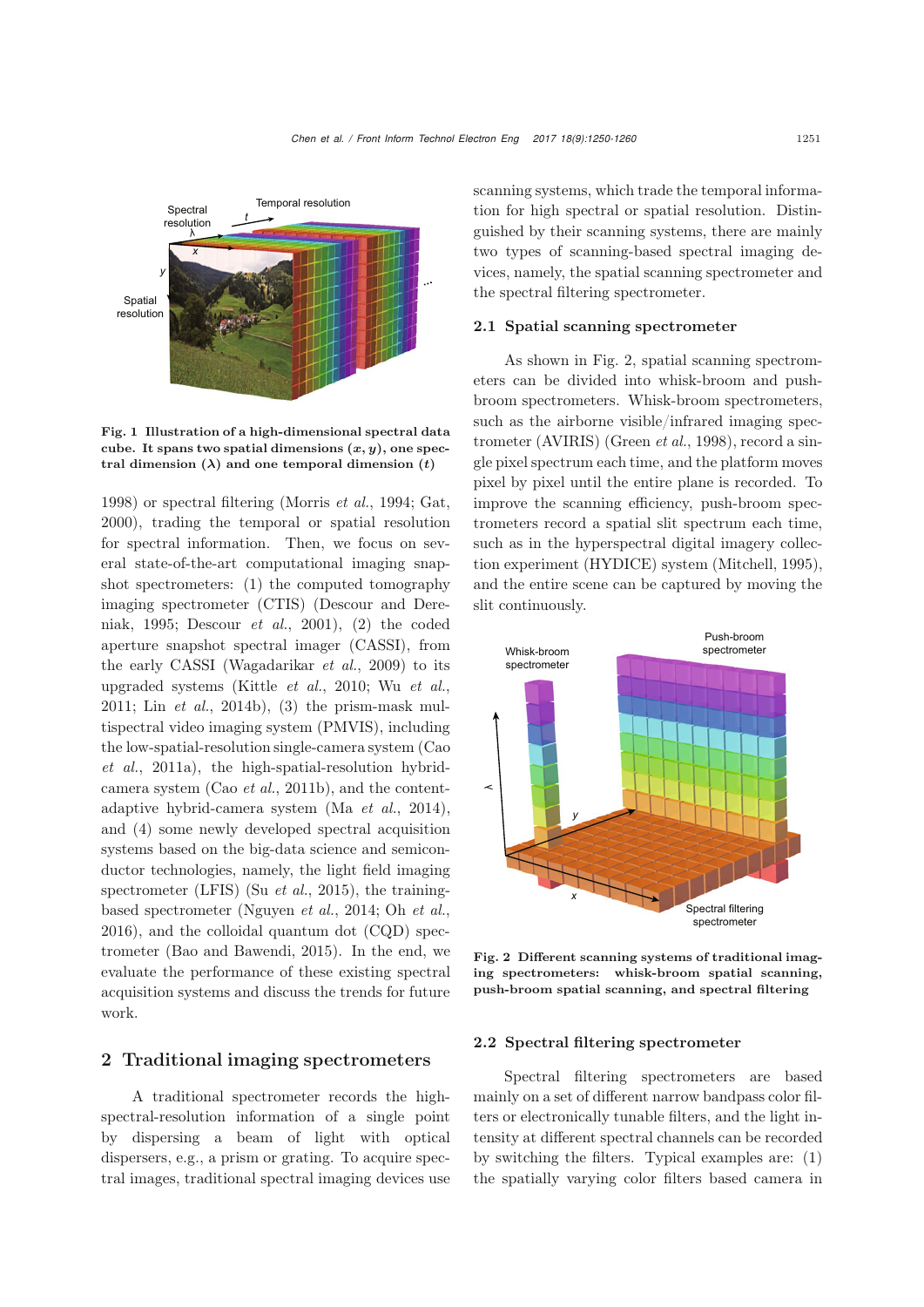Fig. 1 Illustration of a high-dimensional spectral data cube. It spans two spatial dimensions $(x, y)$, one spectral dimension $(\lambda)$ and one temporal dimension $(t)$

1998) or spectral filtering (Morris *et al.*, 1994; Gat, 2000), trading the temporal or spatial resolution for spectral information. Then, we focus on several state-of-the-art computational imaging snapshot spectrometers: (1) the computed tomography imaging spectrometer (CTIS) (Descour and Dereniak, 1995; Descour *et al.*, 2001), (2) the coded aperture snapshot spectral imager (CASSI), from the early CASSI (Wagadarikar *et al.*, 2009) to its upgraded systems (Kittle *et al.*, 2010; Wu *et al.*, 2011; Lin *et al.*, 2014b), (3) the prism-mask multispectral video imaging system (PMVIS), including the low-spatial-resolution single-camera system (Cao *et al.*, 2011a), the high-spatial-resolution hybrid-camera system (Cao *et al.*, 2011b), and the content-adaptive hybrid-camera system (Ma *et al.*, 2014), and (4) some newly developed spectral acquisition systems based on the big-data science and semiconductor technologies, namely, the light field imaging spectrometer (LFIS) (Su *et al.*, 2015), the training-based spectrometer (Nguyen *et al.*, 2014; Oh *et al.*, 2016), and the colloidal quantum dot (CQD) spectrometer (Bao and Bawendi, 2015). In the end, we evaluate the performance of these existing spectral acquisition systems and discuss the trends for future work.

## 2 Traditional imaging spectrometers

A traditional spectrometer records the high-spectral-resolution information of a single point by dispersing a beam of light with optical dispersers, e.g., a prism or grating. To acquire spectral images, traditional spectral imaging devices use scanning systems, which trade the temporal information for high spectral or spatial resolution. Distinguished by their scanning systems, there are mainly two types of scanning-based spectral imaging devices, namely, the spatial scanning spectrometer and the spectral filtering spectrometer.

### 2.1 Spatial scanning spectrometer

As shown in Fig. 2, spatial scanning spectrometers can be divided into whisk-broom and push-broom spectrometers. Whisk-broom spectrometers, such as the airborne visible/infrared imaging spectrometer (AVIRIS) (Green *et al.*, 1998), record a single pixel spectrum each time, and the platform moves pixel by pixel until the entire plane is recorded. To improve the scanning efficiency, push-broom spectrometers record a spatial slit spectrum each time, such as in the hyperspectral digital imagery collection experiment (HYDICE) system (Mitchell, 1995), and the entire scene can be captured by moving the slit continuously.

Fig. 2 Different scanning systems of traditional imaging spectrometers: whisk-broom spatial scanning, push-broom spatial scanning, and spectral filtering

### 2.2 Spectral filtering spectrometer

Spectral filtering spectrometers are based mainly on a set of different narrow bandpass color filters or electronically tunable filters, and the light intensity at different spectral channels can be recorded by switching the filters. Typical examples are: (1) the spatially varying color filters based camera in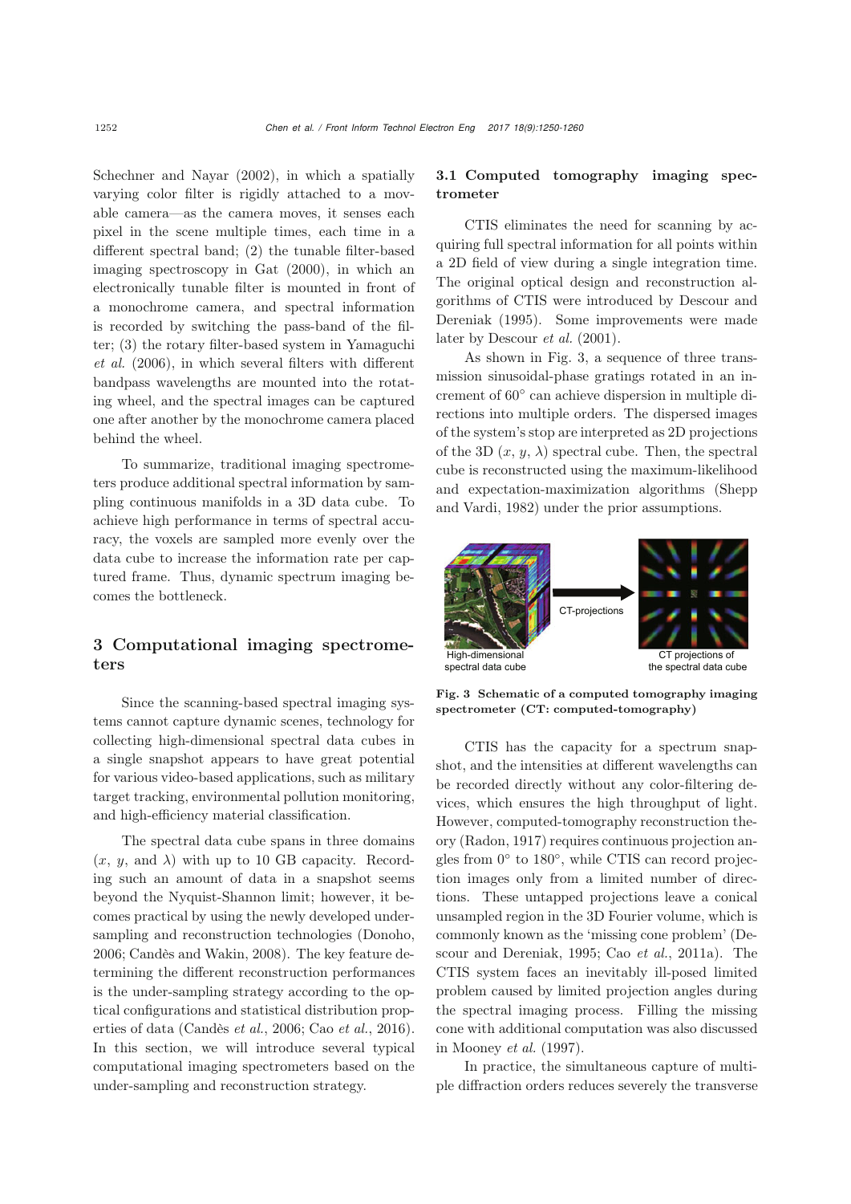Schechner and Nayar (2002), in which a spatially varying color filter is rigidly attached to a movable camera—as the camera moves, it senses each pixel in the scene multiple times, each time in a different spectral band; (2) the tunable filter-based imaging spectroscopy in Gat (2000), in which an electronically tunable filter is mounted in front of a monochrome camera, and spectral information is recorded by switching the pass-band of the filter; (3) the rotary filter-based system in Yamaguchi *et al.* (2006), in which several filters with different bandpass wavelengths are mounted into the rotating wheel, and the spectral images can be captured one after another by the monochrome camera placed behind the wheel.

To summarize, traditional imaging spectrometers produce additional spectral information by sampling continuous manifolds in a 3D data cube. To achieve high performance in terms of spectral accuracy, the voxels are sampled more evenly over the data cube to increase the information rate per captured frame. Thus, dynamic spectrum imaging becomes the bottleneck.

## 3 Computational imaging spectrometers

Since the scanning-based spectral imaging systems cannot capture dynamic scenes, technology for collecting high-dimensional spectral data cubes in a single snapshot appears to have great potential for various video-based applications, such as military target tracking, environmental pollution monitoring, and high-efficiency material classification.

The spectral data cube spans in three domains ($x$, $y$, and $\lambda$) with up to 10 GB capacity. Recording such an amount of data in a snapshot seems beyond the Nyquist-Shannon limit; however, it becomes practical by using the newly developed under-sampling and reconstruction technologies (Donoho, 2006; Candès and Wakin, 2008). The key feature determining the different reconstruction performances is the under-sampling strategy according to the optical configurations and statistical distribution properties of data (Candès *et al.*, 2006; Cao *et al.*, 2016). In this section, we will introduce several typical computational imaging spectrometers based on the under-sampling and reconstruction strategy.

### 3.1 Computed tomography imaging spectrometer

CTIS eliminates the need for scanning by acquiring full spectral information for all points within a 2D field of view during a single integration time. The original optical design and reconstruction algorithms of CTIS were introduced by Descour and Dereniak (1995). Some improvements were made later by Descour *et al.* (2001).

As shown in Fig. 3, a sequence of three transmission sinusoidal-phase gratings rotated in an increment of 60° can achieve dispersion in multiple directions into multiple orders. The dispersed images of the system's stop are interpreted as 2D projections of the 3D ($x$, $y$, $\lambda$) spectral cube. Then, the spectral cube is reconstructed using the maximum-likelihood and expectation-maximization algorithms (Shepp and Vardi, 1982) under the prior assumptions.

**Fig. 3 Schematic of a computed tomography imaging spectrometer (CT: computed-tomography)**

CTIS has the capacity for a spectrum snapshot, and the intensities at different wavelengths can be recorded directly without any color-filtering devices, which ensures the high throughput of light. However, computed-tomography reconstruction theory (Radon, 1917) requires continuous projection angles from 0° to 180°, while CTIS can record projection images only from a limited number of directions. These untapped projections leave a conical unsampled region in the 3D Fourier volume, which is commonly known as the 'missing cone problem' (Descour and Dereniak, 1995; Cao *et al.*, 2011a). The CTIS system faces an inevitably ill-posed limited problem caused by limited projection angles during the spectral imaging process. Filling the missing cone with additional computation was also discussed in Mooney *et al.* (1997).

In practice, the simultaneous capture of multiple diffraction orders reduces severely the transverse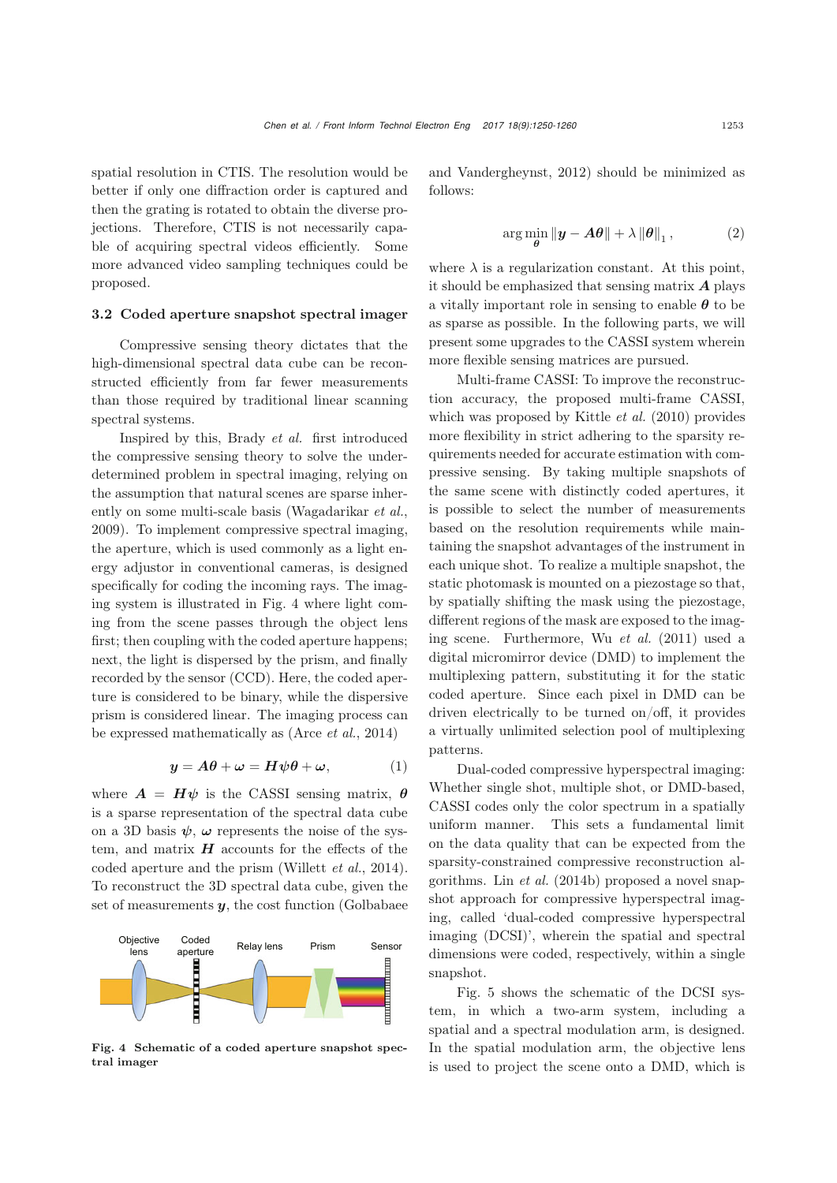spatial resolution in CTIS. The resolution would be better if only one diffraction order is captured and then the grating is rotated to obtain the diverse projections. Therefore, CTIS is not necessarily capable of acquiring spectral videos efficiently. Some more advanced video sampling techniques could be proposed.

### 3.2 Coded aperture snapshot spectral imager

Compressive sensing theory dictates that the high-dimensional spectral data cube can be reconstructed efficiently from far fewer measurements than those required by traditional linear scanning spectral systems.

Inspired by this, Brady *et al.* first introduced the compressive sensing theory to solve the underdetermined problem in spectral imaging, relying on the assumption that natural scenes are sparse inherently on some multi-scale basis (Wagadarikar *et al.*, 2009). To implement compressive spectral imaging, the aperture, which is used commonly as a light energy adjustor in conventional cameras, is designed specifically for coding the incoming rays. The imaging system is illustrated in Fig. 4 where light coming from the scene passes through the object lens first; then coupling with the coded aperture happens; next, the light is dispersed by the prism, and finally recorded by the sensor (CCD). Here, the coded aperture is considered to be binary, while the dispersive prism is considered linear. The imaging process can be expressed mathematically as (Arce *et al.*, 2014)

$$\boldsymbol{y} = \boldsymbol{A}\boldsymbol{\theta} + \boldsymbol{\omega} = \boldsymbol{H}\boldsymbol{\psi}\boldsymbol{\theta} + \boldsymbol{\omega}, \tag{1}$$

where $\boldsymbol{A} = \boldsymbol{H}\boldsymbol{\psi}$ is the CASSI sensing matrix, $\boldsymbol{\theta}$ is a sparse representation of the spectral data cube on a 3D basis $\boldsymbol{\psi}$, $\boldsymbol{\omega}$ represents the noise of the system, and matrix $\boldsymbol{H}$ accounts for the effects of the coded aperture and the prism (Willett *et al.*, 2014). To reconstruct the 3D spectral data cube, given the set of measurements $\boldsymbol{y}$, the cost function (Golbabaee and Vandergheynst, 2012) should be minimized as follows:

$$\arg\min_{\boldsymbol{\theta}} \|\boldsymbol{y} - \boldsymbol{A}\boldsymbol{\theta}\| + \lambda \|\boldsymbol{\theta}\|_1, \tag{2}$$

where $\lambda$ is a regularization constant. At this point, it should be emphasized that sensing matrix $\boldsymbol{A}$ plays a vitally important role in sensing to enable $\boldsymbol{\theta}$ to be as sparse as possible. In the following parts, we will present some upgrades to the CASSI system wherein more flexible sensing matrices are pursued.

Multi-frame CASSI: To improve the reconstruction accuracy, the proposed multi-frame CASSI, which was proposed by Kittle *et al.* (2010) provides more flexibility in strict adhering to the sparsity requirements needed for accurate estimation with compressive sensing. By taking multiple snapshots of the same scene with distinctly coded apertures, it is possible to select the number of measurements based on the resolution requirements while maintaining the snapshot advantages of the instrument in each unique shot. To realize a multiple snapshot, the static photomask is mounted on a piezostage so that, by spatially shifting the mask using the piezostage, different regions of the mask are exposed to the imaging scene. Furthermore, Wu *et al.* (2011) used a digital micromirror device (DMD) to implement the multiplexing pattern, substituting it for the static coded aperture. Since each pixel in DMD can be driven electrically to be turned on/off, it provides a virtually unlimited selection pool of multiplexing patterns.

Dual-coded compressive hyperspectral imaging: Whether single shot, multiple shot, or DMD-based, CASSI codes only the color spectrum in a spatially uniform manner. This sets a fundamental limit on the data quality that can be expected from the sparsity-constrained compressive reconstruction algorithms. Lin *et al.* (2014b) proposed a novel snapshot approach for compressive hyperspectral imaging, called 'dual-coded compressive hyperspectral imaging (DCSI)', wherein the spatial and spectral dimensions were coded, respectively, within a single snapshot.

Fig. 5 shows the schematic of the DCSI system, in which a two-arm system, including a spatial and a spectral modulation arm, is designed. In the spatial modulation arm, the objective lens is used to project the scene onto a DMD, which is

**Fig. 4 Schematic of a coded aperture snapshot spectral imager**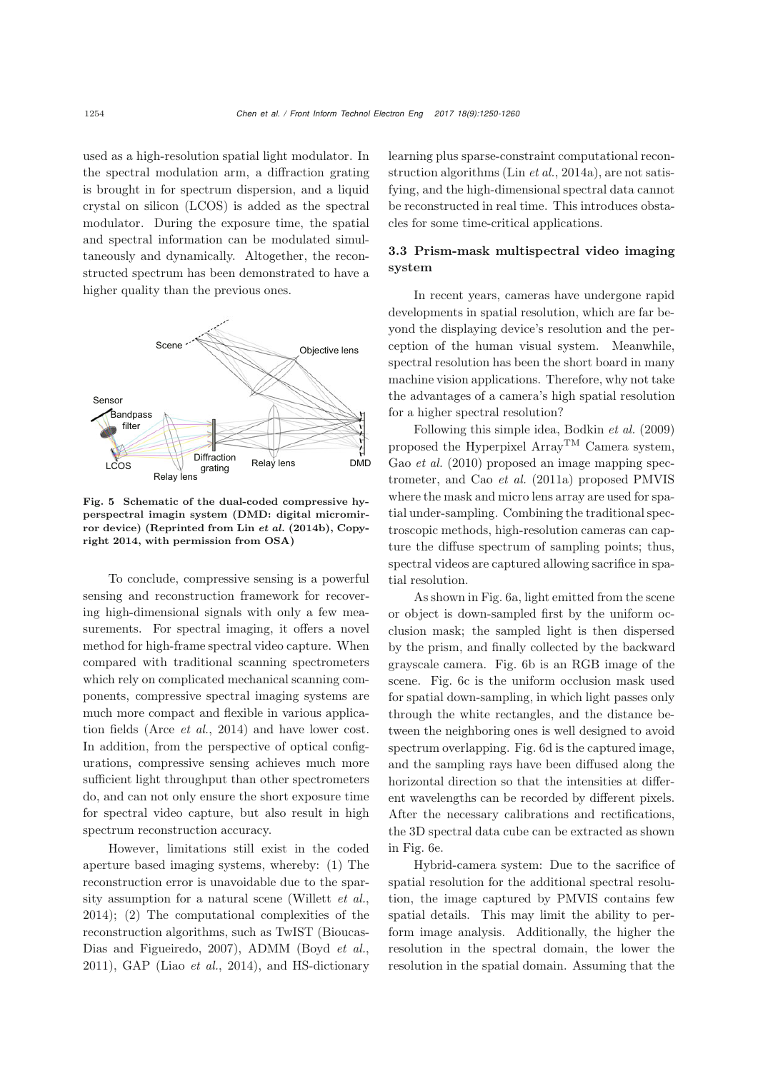used as a high-resolution spatial light modulator. In the spectral modulation arm, a diffraction grating is brought in for spectrum dispersion, and a liquid crystal on silicon (LCOS) is added as the spectral modulator. During the exposure time, the spatial and spectral information can be modulated simultaneously and dynamically. Altogether, the reconstructed spectrum has been demonstrated to have a higher quality than the previous ones.

**Fig. 5 Schematic of the dual-coded compressive hyperspectral imagin system (DMD: digital micromirror device) (Reprinted from Lin *et al.* (2014b), Copyright 2014, with permission from OSA)**

To conclude, compressive sensing is a powerful sensing and reconstruction framework for recovering high-dimensional signals with only a few measurements. For spectral imaging, it offers a novel method for high-frame spectral video capture. When compared with traditional scanning spectrometers which rely on complicated mechanical scanning components, compressive spectral imaging systems are much more compact and flexible in various application fields (Arce *et al.*, 2014) and have lower cost. In addition, from the perspective of optical configurations, compressive sensing achieves much more sufficient light throughput than other spectrometers do, and can not only ensure the short exposure time for spectral video capture, but also result in high spectrum reconstruction accuracy.

However, limitations still exist in the coded aperture based imaging systems, whereby: (1) The reconstruction error is unavoidable due to the sparsity assumption for a natural scene (Willett *et al.*, 2014); (2) The computational complexities of the reconstruction algorithms, such as TwIST (Bioucas-Dias and Figueiredo, 2007), ADMM (Boyd *et al.*, 2011), GAP (Liao *et al.*, 2014), and HS-dictionary learning plus sparse-constraint computational reconstruction algorithms (Lin *et al.*, 2014a), are not satisfying, and the high-dimensional spectral data cannot be reconstructed in real time. This introduces obstacles for some time-critical applications.

### 3.3 Prism-mask multispectral video imaging system

In recent years, cameras have undergone rapid developments in spatial resolution, which are far beyond the displaying device's resolution and the perception of the human visual system. Meanwhile, spectral resolution has been the short board in many machine vision applications. Therefore, why not take the advantages of a camera's high spatial resolution for a higher spectral resolution?

Following this simple idea, Bodkin *et al.* (2009) proposed the Hyperpixel Array$^{\text{TM}}$ Camera system, Gao *et al.* (2010) proposed an image mapping spectrometer, and Cao *et al.* (2011a) proposed PMVIS where the mask and micro lens array are used for spatial under-sampling. Combining the traditional spectroscopic methods, high-resolution cameras can capture the diffuse spectrum of sampling points; thus, spectral videos are captured allowing sacrifice in spatial resolution.

As shown in Fig. 6a, light emitted from the scene or object is down-sampled first by the uniform occlusion mask; the sampled light is then dispersed by the prism, and finally collected by the backward grayscale camera. Fig. 6b is an RGB image of the scene. Fig. 6c is the uniform occlusion mask used for spatial down-sampling, in which light passes only through the white rectangles, and the distance between the neighboring ones is well designed to avoid spectrum overlapping. Fig. 6d is the captured image, and the sampling rays have been diffused along the horizontal direction so that the intensities at different wavelengths can be recorded by different pixels. After the necessary calibrations and rectifications, the 3D spectral data cube can be extracted as shown in Fig. 6e.

Hybrid-camera system: Due to the sacrifice of spatial resolution for the additional spectral resolution, the image captured by PMVIS contains few spatial details. This may limit the ability to perform image analysis. Additionally, the higher the resolution in the spectral domain, the lower the resolution in the spatial domain. Assuming that the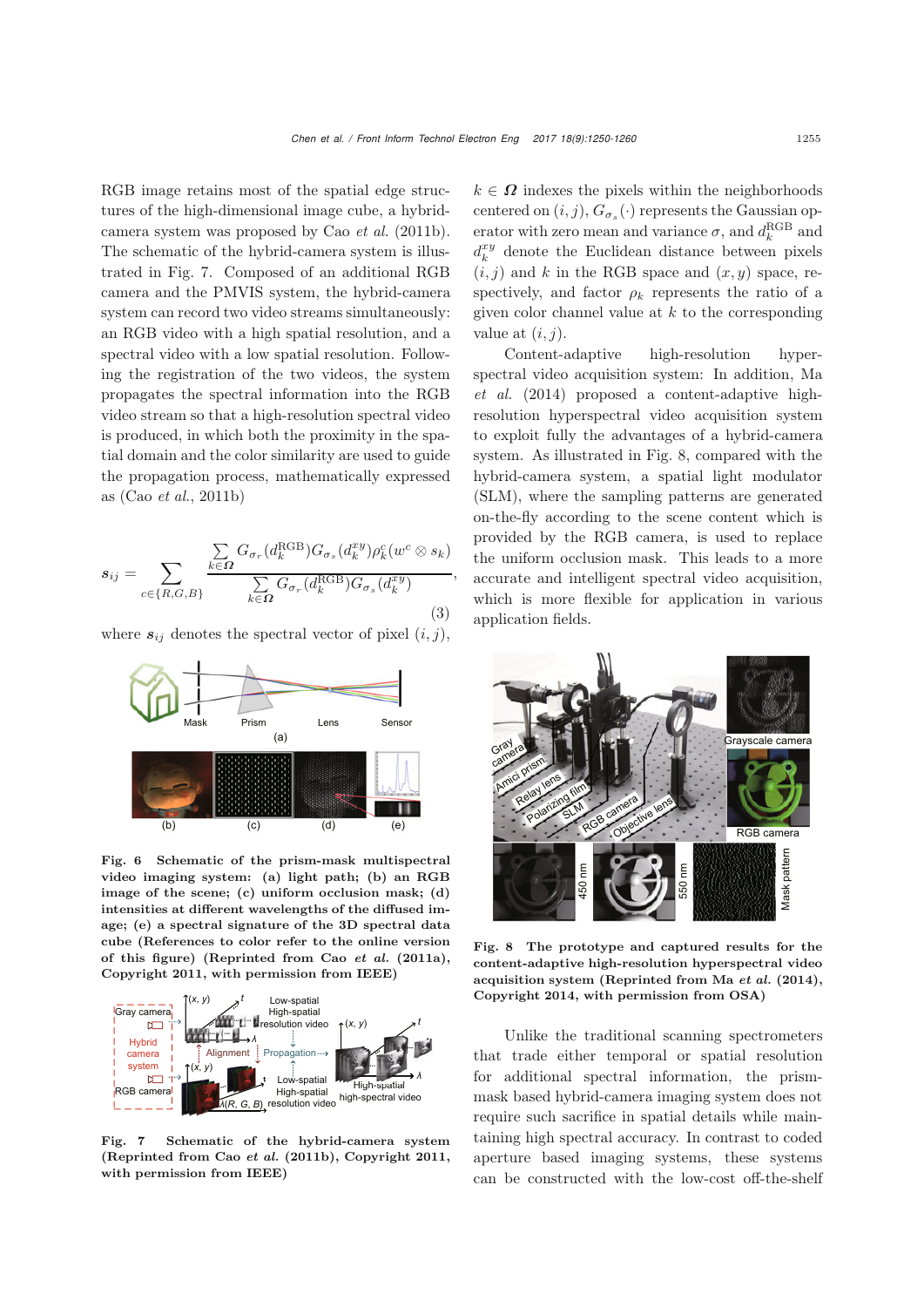RGB image retains most of the spatial edge structures of the high-dimensional image cube, a hybrid-camera system was proposed by Cao *et al.* (2011b). The schematic of the hybrid-camera system is illustrated in Fig. 7. Composed of an additional RGB camera and the PMVIS system, the hybrid-camera system can record two video streams simultaneously: an RGB video with a high spatial resolution, and a spectral video with a low spatial resolution. Following the registration of the two videos, the system propagates the spectral information into the RGB video stream so that a high-resolution spectral video is produced, in which both the proximity in the spatial domain and the color similarity are used to guide the propagation process, mathematically expressed as (Cao *et al.*, 2011b)

$$\boldsymbol{s}_{ij} = \sum_{c\in\{R,G,B\}} \frac{\sum\limits_{k\in\boldsymbol{\Omega}} G_{\sigma_r}(d_k^{\mathrm{RGB}}) G_{\sigma_s}(d_k^{xy}) \rho_k^c (w^c \otimes s_k)}{\sum\limits_{k\in\boldsymbol{\Omega}} G_{\sigma_r}(d_k^{\mathrm{RGB}}) G_{\sigma_s}(d_k^{xy})}, \tag{3}$$

where $\boldsymbol{s}_{ij}$ denotes the spectral vector of pixel $(i, j)$, $k \in \boldsymbol{\Omega}$ indexes the pixels within the neighborhoods centered on $(i, j)$, $G_{\sigma_s}(\cdot)$ represents the Gaussian operator with zero mean and variance $\sigma$, and $d_k^{\mathrm{RGB}}$ and $d_k^{xy}$ denote the Euclidean distance between pixels $(i, j)$ and $k$ in the RGB space and $(x, y)$ space, respectively, and factor $\rho_k$ represents the ratio of a given color channel value at $k$ to the corresponding value at $(i, j)$.

**Fig. 6 Schematic of the prism-mask multispectral video imaging system: (a) light path; (b) an RGB image of the scene; (c) uniform occlusion mask; (d) intensities at different wavelengths of the diffused image; (e) a spectral signature of the 3D spectral data cube (References to color refer to the online version of this figure) (Reprinted from Cao *et al.* (2011a), Copyright 2011, with permission from IEEE)**

**Fig. 7 Schematic of the hybrid-camera system (Reprinted from Cao *et al.* (2011b), Copyright 2011, with permission from IEEE)**

Content-adaptive high-resolution hyperspectral video acquisition system: In addition, Ma *et al.* (2014) proposed a content-adaptive high-resolution hyperspectral video acquisition system to exploit fully the advantages of a hybrid-camera system. As illustrated in Fig. 8, compared with the hybrid-camera system, a spatial light modulator (SLM), where the sampling patterns are generated on-the-fly according to the scene content which is provided by the RGB camera, is used to replace the uniform occlusion mask. This leads to a more accurate and intelligent spectral video acquisition, which is more flexible for application in various application fields.

**Fig. 8 The prototype and captured results for the content-adaptive high-resolution hyperspectral video acquisition system (Reprinted from Ma *et al.* (2014), Copyright 2014, with permission from OSA)**

Unlike the traditional scanning spectrometers that trade either temporal or spatial resolution for additional spectral information, the prism-mask based hybrid-camera imaging system does not require such sacrifice in spatial details while maintaining high spectral accuracy. In contrast to coded aperture based imaging systems, these systems can be constructed with the low-cost off-the-shelf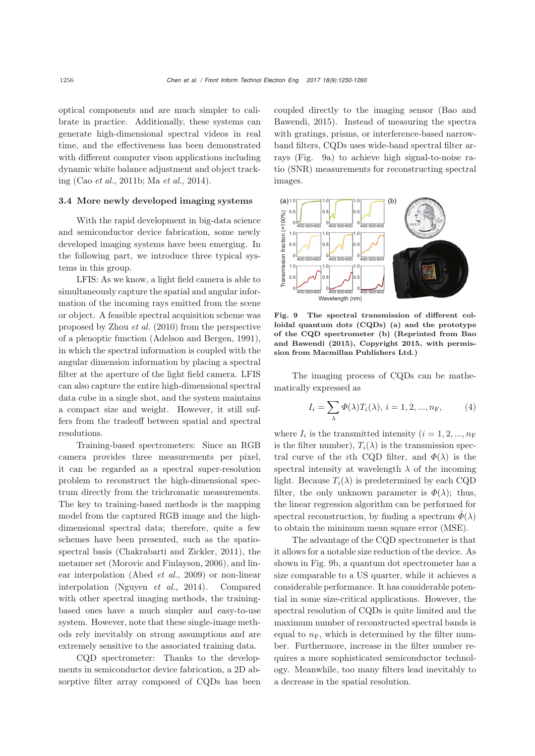optical components and are much simpler to calibrate in practice. Additionally, these systems can generate high-dimensional spectral videos in real time, and the effectiveness has been demonstrated with different computer vison applications including dynamic white balance adjustment and object tracking (Cao *et al.*, 2011b; Ma *et al.*, 2014).

### 3.4 More newly developed imaging systems

With the rapid development in big-data science and semiconductor device fabrication, some newly developed imaging systems have been emerging. In the following part, we introduce three typical systems in this group.

LFIS: As we know, a light field camera is able to simultaneously capture the spatial and angular information of the incoming rays emitted from the scene or object. A feasible spectral acquisition scheme was proposed by Zhou *et al.* (2010) from the perspective of a plenoptic function (Adelson and Bergen, 1991), in which the spectral information is coupled with the angular dimension information by placing a spectral filter at the aperture of the light field camera. LFIS can also capture the entire high-dimensional spectral data cube in a single shot, and the system maintains a compact size and weight. However, it still suffers from the tradeoff between spatial and spectral resolutions.

Training-based spectrometers: Since an RGB camera provides three measurements per pixel, it can be regarded as a spectral super-resolution problem to reconstruct the high-dimensional spectrum directly from the trichromatic measurements. The key to training-based methods is the mapping model from the captured RGB image and the high-dimensional spectral data; therefore, quite a few schemes have been presented, such as the spatio-spectral basis (Chakrabarti and Zickler, 2011), the metamer set (Morovic and Finlayson, 2006), and linear interpolation (Abed *et al.*, 2009) or non-linear interpolation (Nguyen *et al.*, 2014). Compared with other spectral imaging methods, the training-based ones have a much simpler and easy-to-use system. However, note that these single-image methods rely inevitably on strong assumptions and are extremely sensitive to the associated training data.

CQD spectrometer: Thanks to the developments in semiconductor device fabrication, a 2D absorptive filter array composed of CQDs has been coupled directly to the imaging sensor (Bao and Bawendi, 2015). Instead of measuring the spectra with gratings, prisms, or interference-based narrow-band filters, CQDs uses wide-band spectral filter arrays (Fig. 9a) to achieve high signal-to-noise ratio (SNR) measurements for reconstructing spectral images.

**Fig. 9 The spectral transmission of different colloidal quantum dots (CQDs) (a) and the prototype of the CQD spectrometer (b) (Reprinted from Bao and Bawendi (2015), Copyright 2015, with permission from Macmillan Publishers Ltd.)**

The imaging process of CQDs can be mathematically expressed as

$$I_i = \sum_{\lambda} \Phi(\lambda) T_i(\lambda),\ i = 1, 2, ..., n_{\mathrm{F}}, \tag{4}$$

where $I_i$ is the transmitted intensity ($i = 1, 2, ..., n_{\mathrm{F}}$ is the filter number), $T_i(\lambda)$ is the transmission spectral curve of the $i$th CQD filter, and $\Phi(\lambda)$ is the spectral intensity at wavelength $\lambda$ of the incoming light. Because $T_i(\lambda)$ is predetermined by each CQD filter, the only unknown parameter is $\Phi(\lambda)$; thus, the linear regression algorithm can be performed for spectral reconstruction, by finding a spectrum $\hat{\Phi}(\lambda)$ to obtain the minimum mean square error (MSE).

The advantage of the CQD spectrometer is that it allows for a notable size reduction of the device. As shown in Fig. 9b, a quantum dot spectrometer has a size comparable to a US quarter, while it achieves a considerable performance. It has considerable potential in some size-critical applications. However, the spectral resolution of CQDs is quite limited and the maximum number of reconstructed spectral bands is equal to $n_{\mathrm{F}}$, which is determined by the filter number. Furthermore, increase in the filter number requires a more sophisticated semiconductor technology. Meanwhile, too many filters lead inevitably to a decrease in the spatial resolution.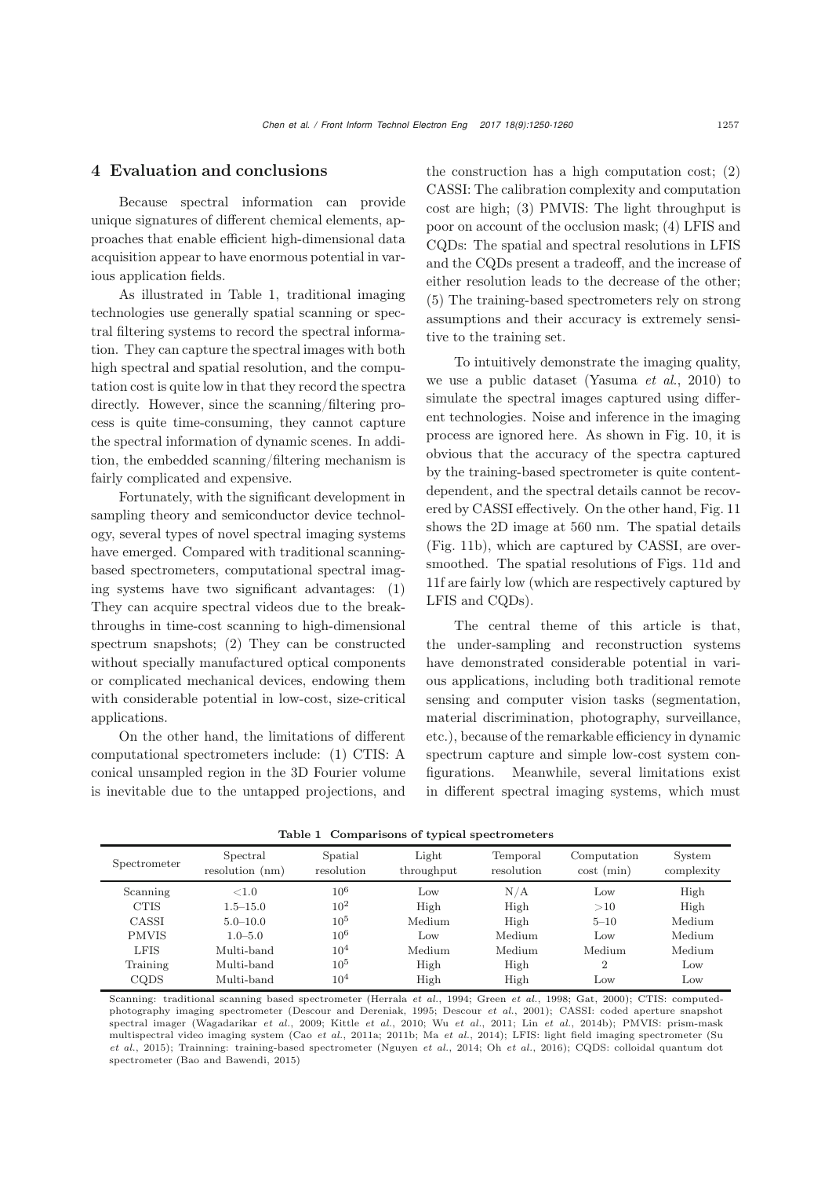## 4 Evaluation and conclusions

Because spectral information can provide unique signatures of different chemical elements, approaches that enable efficient high-dimensional data acquisition appear to have enormous potential in various application fields.

As illustrated in Table 1, traditional imaging technologies use generally spatial scanning or spectral filtering systems to record the spectral information. They can capture the spectral images with both high spectral and spatial resolution, and the computation cost is quite low in that they record the spectra directly. However, since the scanning/filtering process is quite time-consuming, they cannot capture the spectral information of dynamic scenes. In addition, the embedded scanning/filtering mechanism is fairly complicated and expensive.

Fortunately, with the significant development in sampling theory and semiconductor device technology, several types of novel spectral imaging systems have emerged. Compared with traditional scanning-based spectrometers, computational spectral imaging systems have two significant advantages: (1) They can acquire spectral videos due to the breakthroughs in time-cost scanning to high-dimensional spectrum snapshots; (2) They can be constructed without specially manufactured optical components or complicated mechanical devices, endowing them with considerable potential in low-cost, size-critical applications.

On the other hand, the limitations of different computational spectrometers include: (1) CTIS: A conical unsampled region in the 3D Fourier volume is inevitable due to the untapped projections, and the construction has a high computation cost; (2) CASSI: The calibration complexity and computation cost are high; (3) PMVIS: The light throughput is poor on account of the occlusion mask; (4) LFIS and CQDs: The spatial and spectral resolutions in LFIS and the CQDs present a tradeoff, and the increase of either resolution leads to the decrease of the other; (5) The training-based spectrometers rely on strong assumptions and their accuracy is extremely sensitive to the training set.

To intuitively demonstrate the imaging quality, we use a public dataset (Yasuma *et al.*, 2010) to simulate the spectral images captured using different technologies. Noise and inference in the imaging process are ignored here. As shown in Fig. 10, it is obvious that the accuracy of the spectra captured by the training-based spectrometer is quite content-dependent, and the spectral details cannot be recovered by CASSI effectively. On the other hand, Fig. 11 shows the 2D image at 560 nm. The spatial details (Fig. 11b), which are captured by CASSI, are over-smoothed. The spatial resolutions of Figs. 11d and 11f are fairly low (which are respectively captured by LFIS and CQDs).

The central theme of this article is that, the under-sampling and reconstruction systems have demonstrated considerable potential in various applications, including both traditional remote sensing and computer vision tasks (segmentation, material discrimination, photography, surveillance, etc.), because of the remarkable efficiency in dynamic spectrum capture and simple low-cost system configurations. Meanwhile, several limitations exist in different spectral imaging systems, which must

**Table 1 Comparisons of typical spectrometers**

| Spectrometer | Spectral resolution (nm) | Spatial resolution | Light throughput | Temporal resolution | Computation cost (min) | System complexity |
|---|---|---|---|---|---|---|
| Scanning | <1.0 | $10^6$ | Low | N/A | Low | High |
| CTIS | 1.5–15.0 | $10^2$ | High | High | >10 | High |
| CASSI | 5.0–10.0 | $10^5$ | Medium | High | 5–10 | Medium |
| PMVIS | 1.0–5.0 | $10^6$ | Low | Medium | Low | Medium |
| LFIS | Multi-band | $10^4$ | Medium | Medium | Medium | Medium |
| Training | Multi-band | $10^5$ | High | High | 2 | Low |
| CQDS | Multi-band | $10^4$ | High | High | Low | Low |

Scanning: traditional scanning based spectrometer (Herrala *et al.*, 1994; Green *et al.*, 1998; Gat, 2000); CTIS: computed-photography imaging spectrometer (Descour and Dereniak, 1995; Descour *et al.*, 2001); CASSI: coded aperture snapshot spectral imager (Wagadarikar *et al.*, 2009; Kittle *et al.*, 2010; Wu *et al.*, 2011; Lin *et al.*, 2014b); PMVIS: prism-mask multispectral video imaging system (Cao *et al.*, 2011a; 2011b; Ma *et al.*, 2014); LFIS: light field imaging spectrometer (Su *et al.*, 2015); Trainning: training-based spectrometer (Nguyen *et al.*, 2014; Oh *et al.*, 2016); CQDS: colloidal quantum dot spectrometer (Bao and Bawendi, 2015)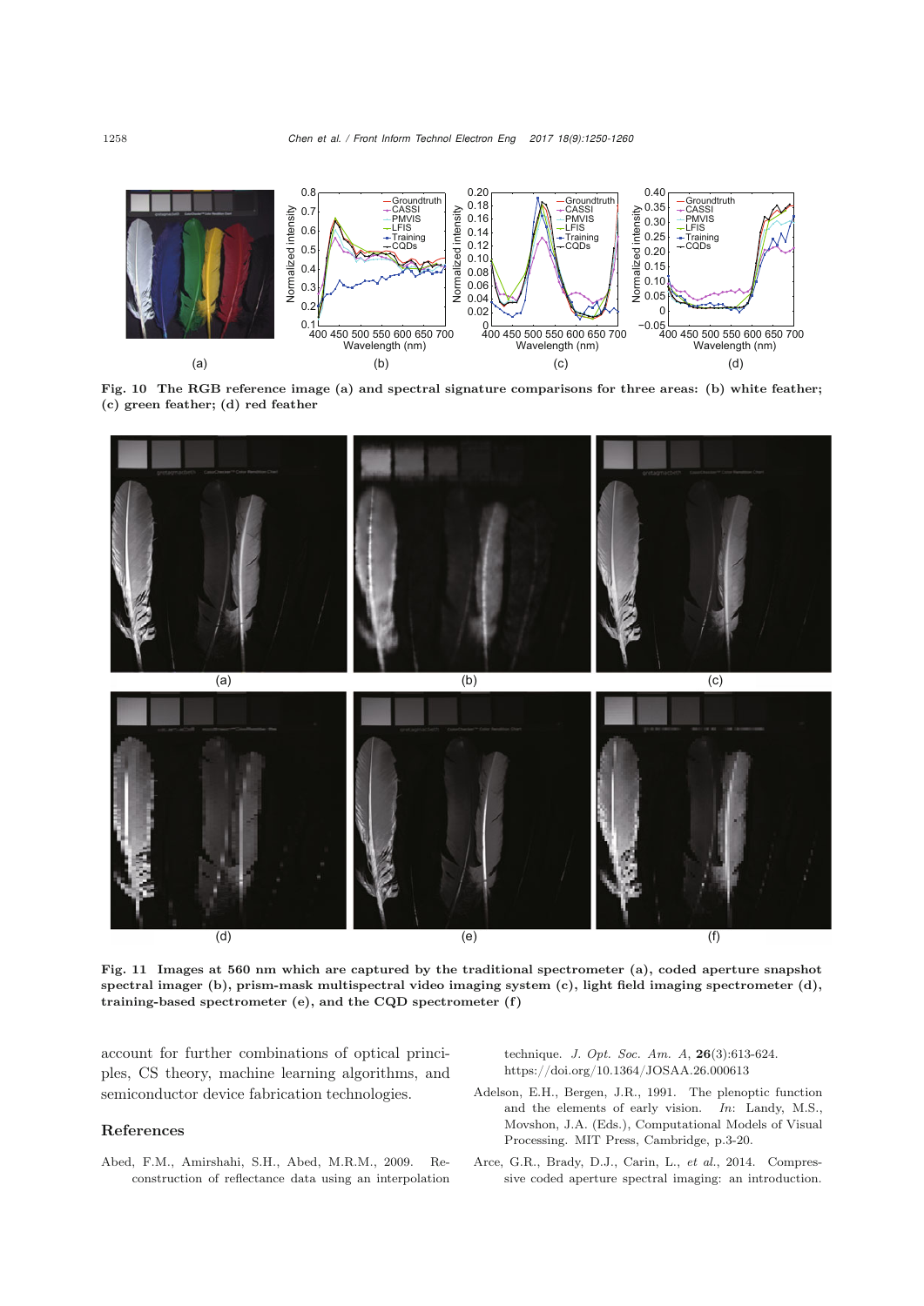Fig. 10 The RGB reference image (a) and spectral signature comparisons for three areas: (b) white feather; (c) green feather; (d) red feather

Fig. 11 Images at 560 nm which are captured by the traditional spectrometer (a), coded aperture snapshot spectral imager (b), prism-mask multispectral video imaging system (c), light field imaging spectrometer (d), training-based spectrometer (e), and the CQD spectrometer (f)

account for further combinations of optical principles, CS theory, machine learning algorithms, and semiconductor device fabrication technologies.

## References

Abed, F.M., Amirshahi, S.H., Abed, M.R.M., 2009. Reconstruction of reflectance data using an interpolation technique. *J. Opt. Soc. Am. A*, **26**(3):613-624. https://doi.org/10.1364/JOSAA.26.000613

Adelson, E.H., Bergen, J.R., 1991. The plenoptic function and the elements of early vision. *In*: Landy, M.S., Movshon, J.A. (Eds.), Computational Models of Visual Processing. MIT Press, Cambridge, p.3-20.

Arce, G.R., Brady, D.J., Carin, L., *et al.*, 2014. Compressive coded aperture spectral imaging: an introduction.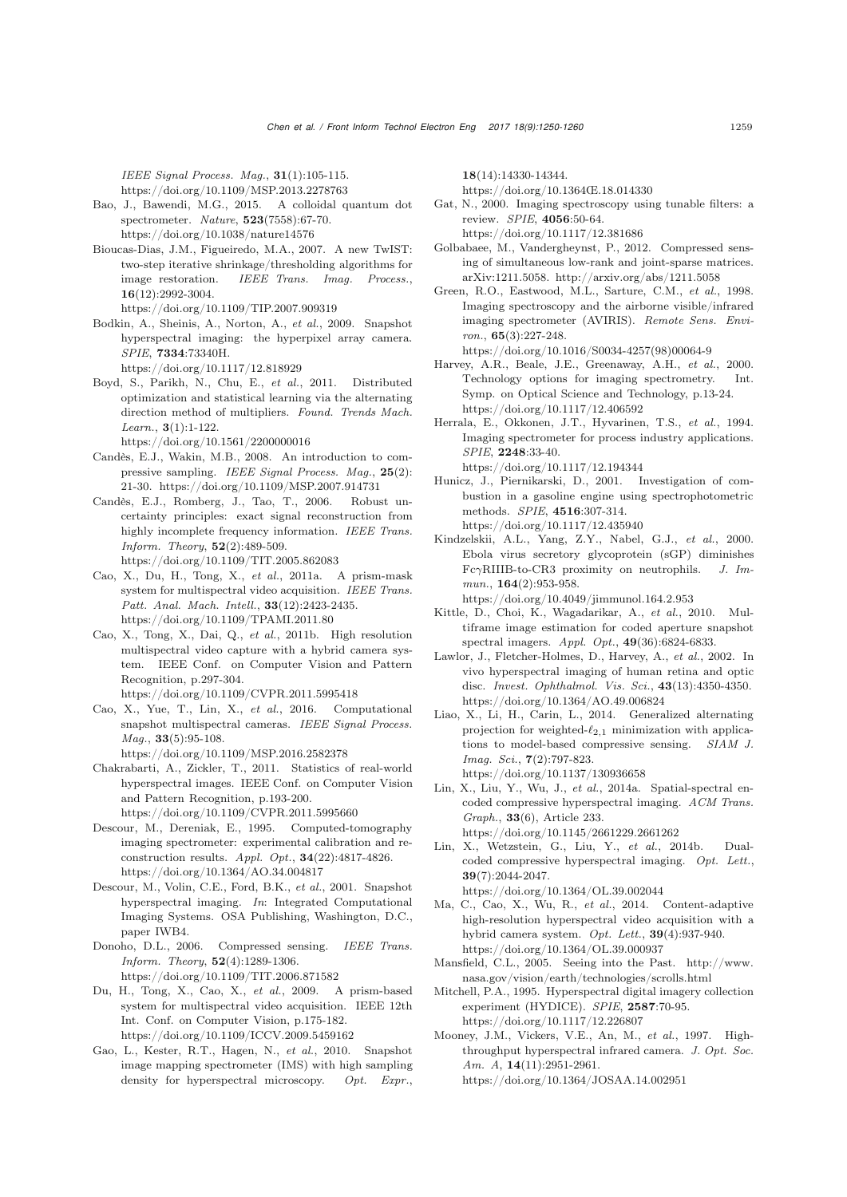*IEEE Signal Process. Mag.*, **31**(1):105-115. https://doi.org/10.1109/MSP.2013.2278763

Bao, J., Bawendi, M.G., 2015. A colloidal quantum dot spectrometer. *Nature*, **523**(7558):67-70. https://doi.org/10.1038/nature14576

Bioucas-Dias, J.M., Figueiredo, M.A., 2007. A new TwIST: two-step iterative shrinkage/thresholding algorithms for image restoration. *IEEE Trans. Imag. Process.*, **16**(12):2992-3004. https://doi.org/10.1109/TIP.2007.909319

Bodkin, A., Sheinis, A., Norton, A., *et al.*, 2009. Snapshot hyperspectral imaging: the hyperpixel array camera. *SPIE*, **7334**:73340H. https://doi.org/10.1117/12.818929

Boyd, S., Parikh, N., Chu, E., *et al.*, 2011. Distributed optimization and statistical learning via the alternating direction method of multipliers. *Found. Trends Mach. Learn.*, **3**(1):1-122. https://doi.org/10.1561/2200000016

Candès, E.J., Wakin, M.B., 2008. An introduction to compressive sampling. *IEEE Signal Process. Mag.*, **25**(2): 21-30. https://doi.org/10.1109/MSP.2007.914731

Candès, E.J., Romberg, J., Tao, T., 2006. Robust uncertainty principles: exact signal reconstruction from highly incomplete frequency information. *IEEE Trans. Inform. Theory*, **52**(2):489-509. https://doi.org/10.1109/TIT.2005.862083

Cao, X., Du, H., Tong, X., *et al.*, 2011a. A prism-mask system for multispectral video acquisition. *IEEE Trans. Patt. Anal. Mach. Intell.*, **33**(12):2423-2435. https://doi.org/10.1109/TPAMI.2011.80

Cao, X., Tong, X., Dai, Q., *et al.*, 2011b. High resolution multispectral video capture with a hybrid camera system. IEEE Conf. on Computer Vision and Pattern Recognition, p.297-304. https://doi.org/10.1109/CVPR.2011.5995418

Cao, X., Yue, T., Lin, X., *et al.*, 2016. Computational snapshot multispectral cameras. *IEEE Signal Process. Mag.*, **33**(5):95-108. https://doi.org/10.1109/MSP.2016.2582378

Chakrabarti, A., Zickler, T., 2011. Statistics of real-world hyperspectral images. IEEE Conf. on Computer Vision and Pattern Recognition, p.193-200. https://doi.org/10.1109/CVPR.2011.5995660

Descour, M., Dereniak, E., 1995. Computed-tomography imaging spectrometer: experimental calibration and reconstruction results. *Appl. Opt.*, **34**(22):4817-4826. https://doi.org/10.1364/AO.34.004817

Descour, M., Volin, C.E., Ford, B.K., *et al.*, 2001. Snapshot hyperspectral imaging. *In*: Integrated Computational Imaging Systems. OSA Publishing, Washington, D.C., paper IWB4.

Donoho, D.L., 2006. Compressed sensing. *IEEE Trans. Inform. Theory*, **52**(4):1289-1306. https://doi.org/10.1109/TIT.2006.871582

Du, H., Tong, X., Cao, X., *et al.*, 2009. A prism-based system for multispectral video acquisition. IEEE 12th Int. Conf. on Computer Vision, p.175-182. https://doi.org/10.1109/ICCV.2009.5459162

Gao, L., Kester, R.T., Hagen, N., *et al.*, 2010. Snapshot image mapping spectrometer (IMS) with high sampling density for hyperspectral microscopy. *Opt. Expr.*, **18**(14):14330-14344. https://doi.org/10.1364Œ.18.014330

Gat, N., 2000. Imaging spectroscopy using tunable filters: a review. *SPIE*, **4056**:50-64. https://doi.org/10.1117/12.381686

Golbabaee, M., Vandergheynst, P., 2012. Compressed sensing of simultaneous low-rank and joint-sparse matrices. arXiv:1211.5058. http://arxiv.org/abs/1211.5058

Green, R.O., Eastwood, M.L., Sarture, C.M., *et al.*, 1998. Imaging spectroscopy and the airborne visible/infrared imaging spectrometer (AVIRIS). *Remote Sens. Environ.*, **65**(3):227-248. https://doi.org/10.1016/S0034-4257(98)00064-9

Harvey, A.R., Beale, J.E., Greenaway, A.H., *et al.*, 2000. Technology options for imaging spectrometry. Int. Symp. on Optical Science and Technology, p.13-24. https://doi.org/10.1117/12.406592

Herrala, E., Okkonen, J.T., Hyvarinen, T.S., *et al.*, 1994. Imaging spectrometer for process industry applications. *SPIE*, **2248**:33-40. https://doi.org/10.1117/12.194344

Hunicz, J., Piernikarski, D., 2001. Investigation of combustion in a gasoline engine using spectrophotometric methods. *SPIE*, **4516**:307-314. https://doi.org/10.1117/12.435940

Kindzelskii, A.L., Yang, Z.Y., Nabel, G.J., *et al.*, 2000. Ebola virus secretory glycoprotein (sGP) diminishes Fc$\gamma$RIIIB-to-CR3 proximity on neutrophils. *J. Immun.*, **164**(2):953-958. https://doi.org/10.4049/jimmunol.164.2.953

Kittle, D., Choi, K., Wagadarikar, A., *et al.*, 2010. Multiframe image estimation for coded aperture snapshot spectral imagers. *Appl. Opt.*, **49**(36):6824-6833.

Lawlor, J., Fletcher-Holmes, D., Harvey, A., *et al.*, 2002. In vivo hyperspectral imaging of human retina and optic disc. *Invest. Ophthalmol. Vis. Sci.*, **43**(13):4350-4350. https://doi.org/10.1364/AO.49.006824

Liao, X., Li, H., Carin, L., 2014. Generalized alternating projection for weighted-$\ell_{2,1}$ minimization with applications to model-based compressive sensing. *SIAM J. Imag. Sci.*, **7**(2):797-823. https://doi.org/10.1137/130936658

Lin, X., Liu, Y., Wu, J., *et al.*, 2014a. Spatial-spectral encoded compressive hyperspectral imaging. *ACM Trans. Graph.*, **33**(6), Article 233. https://doi.org/10.1145/2661229.2661262

Lin, X., Wetzstein, G., Liu, Y., *et al.*, 2014b. Dual-coded compressive hyperspectral imaging. *Opt. Lett.*, **39**(7):2044-2047. https://doi.org/10.1364/OL.39.002044

Ma, C., Cao, X., Wu, R., *et al.*, 2014. Content-adaptive high-resolution hyperspectral video acquisition with a hybrid camera system. *Opt. Lett.*, **39**(4):937-940. https://doi.org/10.1364/OL.39.000937

Mansfield, C.L., 2005. Seeing into the Past. http://www.nasa.gov/vision/earth/technologies/scrolls.html

Mitchell, P.A., 1995. Hyperspectral digital imagery collection experiment (HYDICE). *SPIE*, **2587**:70-95. https://doi.org/10.1117/12.226807

Mooney, J.M., Vickers, V.E., An, M., *et al.*, 1997. High-throughput hyperspectral infrared camera. *J. Opt. Soc. Am. A*, **14**(11):2951-2961. https://doi.org/10.1364/JOSAA.14.002951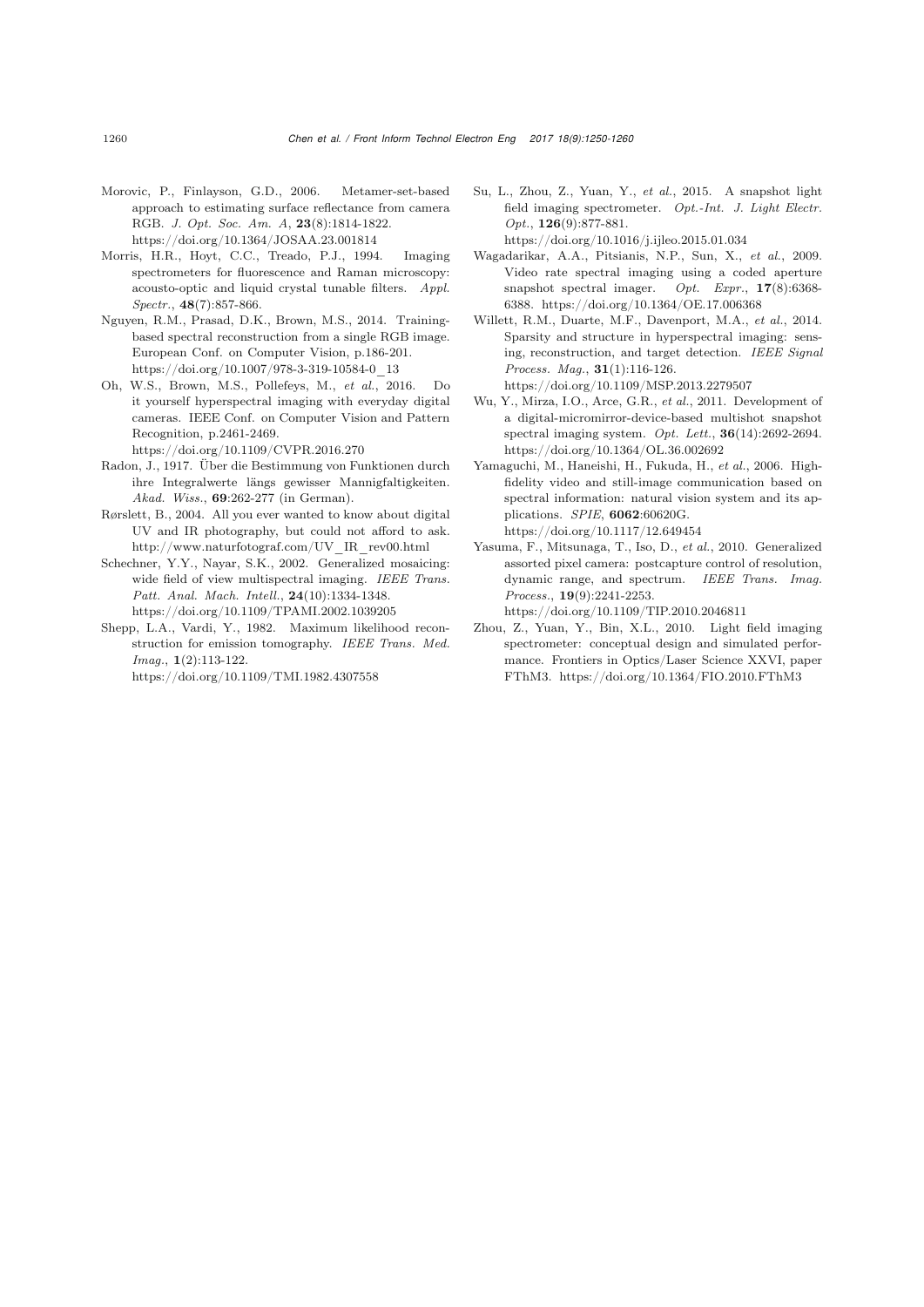Morovic, P., Finlayson, G.D., 2006. Metamer-set-based approach to estimating surface reflectance from camera RGB. *J. Opt. Soc. Am. A*, **23**(8):1814-1822. https://doi.org/10.1364/JOSAA.23.001814

Morris, H.R., Hoyt, C.C., Treado, P.J., 1994. Imaging spectrometers for fluorescence and Raman microscopy: acousto-optic and liquid crystal tunable filters. *Appl. Spectr.*, **48**(7):857-866.

Nguyen, R.M., Prasad, D.K., Brown, M.S., 2014. Training-based spectral reconstruction from a single RGB image. European Conf. on Computer Vision, p.186-201. https://doi.org/10.1007/978-3-319-10584-0_13

Oh, W.S., Brown, M.S., Pollefeys, M., *et al.*, 2016. Do it yourself hyperspectral imaging with everyday digital cameras. IEEE Conf. on Computer Vision and Pattern Recognition, p.2461-2469. https://doi.org/10.1109/CVPR.2016.270

Radon, J., 1917. Über die Bestimmung von Funktionen durch ihre Integralwerte längs gewisser Mannigfaltigkeiten. *Akad. Wiss.*, **69**:262-277 (in German).

Rørslett, B., 2004. All you ever wanted to know about digital UV and IR photography, but could not afford to ask. http://www.naturfotograf.com/UV_IR_rev00.html

Schechner, Y.Y., Nayar, S.K., 2002. Generalized mosaicing: wide field of view multispectral imaging. *IEEE Trans. Patt. Anal. Mach. Intell.*, **24**(10):1334-1348. https://doi.org/10.1109/TPAMI.2002.1039205

Shepp, L.A., Vardi, Y., 1982. Maximum likelihood reconstruction for emission tomography. *IEEE Trans. Med. Imag.*, **1**(2):113-122. https://doi.org/10.1109/TMI.1982.4307558

Su, L., Zhou, Z., Yuan, Y., *et al.*, 2015. A snapshot light field imaging spectrometer. *Opt.-Int. J. Light Electr. Opt.*, **126**(9):877-881. https://doi.org/10.1016/j.ijleo.2015.01.034

Wagadarikar, A.A., Pitsianis, N.P., Sun, X., *et al.*, 2009. Video rate spectral imaging using a coded aperture snapshot spectral imager. *Opt. Expr.*, **17**(8):6368-6388. https://doi.org/10.1364/OE.17.006368

Willett, R.M., Duarte, M.F., Davenport, M.A., *et al.*, 2014. Sparsity and structure in hyperspectral imaging: sensing, reconstruction, and target detection. *IEEE Signal Process. Mag.*, **31**(1):116-126. https://doi.org/10.1109/MSP.2013.2279507

Wu, Y., Mirza, I.O., Arce, G.R., *et al.*, 2011. Development of a digital-micromirror-device-based multishot snapshot spectral imaging system. *Opt. Lett.*, **36**(14):2692-2694. https://doi.org/10.1364/OL.36.002692

Yamaguchi, M., Haneishi, H., Fukuda, H., *et al.*, 2006. High-fidelity video and still-image communication based on spectral information: natural vision system and its applications. *SPIE*, **6062**:60620G. https://doi.org/10.1117/12.649454

Yasuma, F., Mitsunaga, T., Iso, D., *et al.*, 2010. Generalized assorted pixel camera: postcapture control of resolution, dynamic range, and spectrum. *IEEE Trans. Imag. Process.*, **19**(9):2241-2253. https://doi.org/10.1109/TIP.2010.2046811

Zhou, Z., Yuan, Y., Bin, X.L., 2010. Light field imaging spectrometer: conceptual design and simulated performance. Frontiers in Optics/Laser Science XXVI, paper FThM3. https://doi.org/10.1364/FIO.2010.FThM3